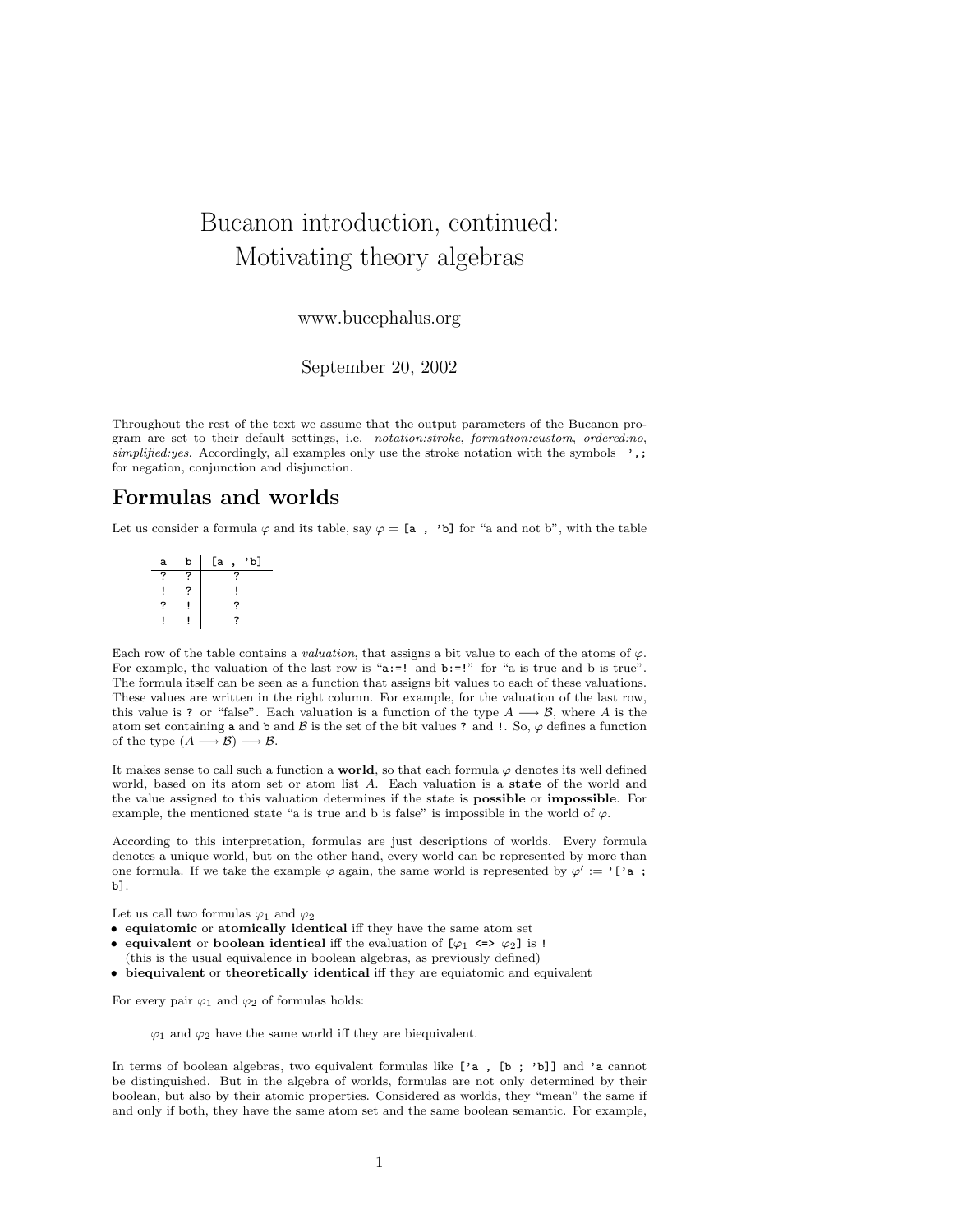# Bucanon introduction, continued: Motivating theory algebras

www.bucephalus.org

September 20, 2002

Throughout the rest of the text we assume that the output parameters of the Bucanon program are set to their default settings, i.e. *notation:stroke*, *formation:custom*, *ordered:no*, *simplified:yes*. Accordingly, all examples only use the stroke notation with the symbols `',;` for negation, conjunction and disjunction.

## Formulas and worlds

Let us consider a formula $\varphi$ and its table, say $\varphi$ = `[a , 'b]` for "a and not b", with the table

| a | b | [a , 'b] |
|---|---|---|
| ? | ? | ? |
| ! | ? | ! |
| ? | ! | ? |
| ! | ! | ? |

Each row of the table contains a *valuation*, that assigns a bit value to each of the atoms of $\varphi$. For example, the valuation of the last row is "`a:=!` and `b:=!`" for "a is true and b is true". The formula itself can be seen as a function that assigns bit values to each of these valuations. These values are written in the right column. For example, for the valuation of the last row, this value is `?` or "false". Each valuation is a function of the type $A \longrightarrow \mathcal{B}$, where $A$ is the atom set containing `a` and `b` and $\mathcal{B}$ is the set of the bit values `?` and `!`. So, $\varphi$ defines a function of the type $(A \longrightarrow \mathcal{B}) \longrightarrow \mathcal{B}$.

It makes sense to call such a function a **world**, so that each formula $\varphi$ denotes its well defined world, based on its atom set or atom list $A$. Each valuation is a **state** of the world and the value assigned to this valuation determines if the state is **possible** or **impossible**. For example, the mentioned state "a is true and b is false" is impossible in the world of $\varphi$.

According to this interpretation, formulas are just descriptions of worlds. Every formula denotes a unique world, but on the other hand, every world can be represented by more than one formula. If we take the example $\varphi$ again, the same world is represented by $\varphi'$ := `'['a ; b]`.

Let us call two formulas $\varphi_1$ and $\varphi_2$
- **equiatomic** or **atomically identical** iff they have the same atom set
- **equivalent** or **boolean identical** iff the evaluation of `[`$\varphi_1$ `<=>` $\varphi_2$`]` is `!`
  (this is the usual equivalence in boolean algebras, as previously defined)
- **biequivalent** or **theoretically identical** iff they are equiatomic and equivalent

For every pair $\varphi_1$ and $\varphi_2$ of formulas holds:

> $\varphi_1$ and $\varphi_2$ have the same world iff they are biequivalent.

In terms of boolean algebras, two equivalent formulas like `['a , [b ; 'b]]` and `'a` cannot be distinguished. But in the algebra of worlds, formulas are not only determined by their boolean, but also by their atomic properties. Considered as worlds, they "mean" the same if and only if both, they have the same atom set and the same boolean semantic. For example,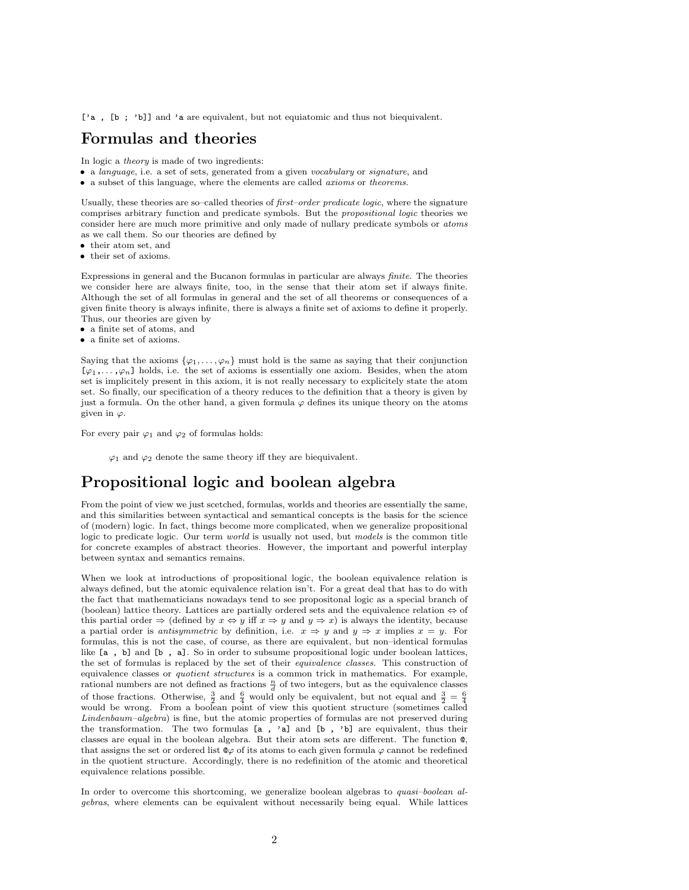`['a , [b ; 'b]]` and `'a` are equivalent, but not equiatomic and thus not biequivalent.

# Formulas and theories

In logic a *theory* is made of two ingredients:

- a *language*, i.e. a set of sets, generated from a given *vocabulary* or *signature*, and
- a subset of this language, where the elements are called *axioms* or *theorems*.

Usually, these theories are so–called theories of *first–order predicate logic*, where the signature comprises arbitrary function and predicate symbols. But the *propositional logic* theories we consider here are much more primitive and only made of nullary predicate symbols or *atoms* as we call them. So our theories are defined by

- their atom set, and
- their set of axioms.

Expressions in general and the Bucanon formulas in particular are always *finite*. The theories we consider here are always finite, too, in the sense that their atom set if always finite. Although the set of all formulas in general and the set of all theorems or consequences of a given finite theory is always infinite, there is always a finite set of axioms to define it properly. Thus, our theories are given by

- a finite set of atoms, and
- a finite set of axioms.

Saying that the axioms $\{\varphi_1, \ldots, \varphi_n\}$ must hold is the same as saying that their conjunction `[`$\varphi_1$`, ... ,`$\varphi_n$`]` holds, i.e. the set of axioms is essentially one axiom. Besides, when the atom set is implicitely present in this axiom, it is not really necessary to explicitely state the atom set. So finally, our specification of a theory reduces to the definition that a theory is given by just a formula. On the other hand, a given formula $\varphi$ defines its unique theory on the atoms given in $\varphi$.

For every pair $\varphi_1$ and $\varphi_2$ of formulas holds:

> $\varphi_1$ and $\varphi_2$ denote the same theory iff they are biequivalent.

# Propositional logic and boolean algebra

From the point of view we just scetched, formulas, worlds and theories are essentially the same, and this similarities between syntactical and semantical concepts is the basis for the science of (modern) logic. In fact, things become more complicated, when we generalize propositional logic to predicate logic. Our term *world* is usually not used, but *models* is the common title for concrete examples of abstract theories. However, the important and powerful interplay between syntax and semantics remains.

When we look at introductions of propositional logic, the boolean equivalence relation is always defined, but the atomic equivalence relation isn't. For a great deal that has to do with the fact that mathematicians nowadays tend to see propositonal logic as a special branch of (boolean) lattice theory. Lattices are partially ordered sets and the equivalence relation $\Leftrightarrow$ of this partial order $\Rightarrow$ (defined by $x \Leftrightarrow y$ iff $x \Rightarrow y$ and $y \Rightarrow x$) is always the identity, because a partial order is *antisymmetric* by definition, i.e. $x \Rightarrow y$ and $y \Rightarrow x$ implies $x = y$. For formulas, this is not the case, of course, as there are equivalent, but non–identical formulas like `[a , b]` and `[b , a]`. So in order to subsume propositional logic under boolean lattices, the set of formulas is replaced by the set of their *equivalence classes*. This construction of equivalence classes or *quotient structures* is a common trick in mathematics. For example, rational numbers are not defined as fractions $\frac{n}{d}$ of two integers, but as the equivalence classes of those fractions. Otherwise, $\frac{3}{2}$ and $\frac{6}{4}$ would only be equivalent, but not equal and $\frac{3}{2} = \frac{6}{4}$ would be wrong. From a boolean point of view this quotient structure (sometimes called *Lindenbaum–algebra*) is fine, but the atomic properties of formulas are not preserved during the transformation. The two formulas `[a , 'a]` and `[b , 'b]` are equivalent, thus their classes are equal in the boolean algebra. But their atom sets are different. The function `@`, that assigns the set or ordered list `@`$\varphi$ of its atoms to each given formula $\varphi$ cannot be redefined in the quotient structure. Accordingly, there is no redefinition of the atomic and theoretical equivalence relations possible.

In order to overcome this shortcoming, we generalize boolean algebras to *quasi–boolean algebras*, where elements can be equivalent without necessarily being equal. While lattices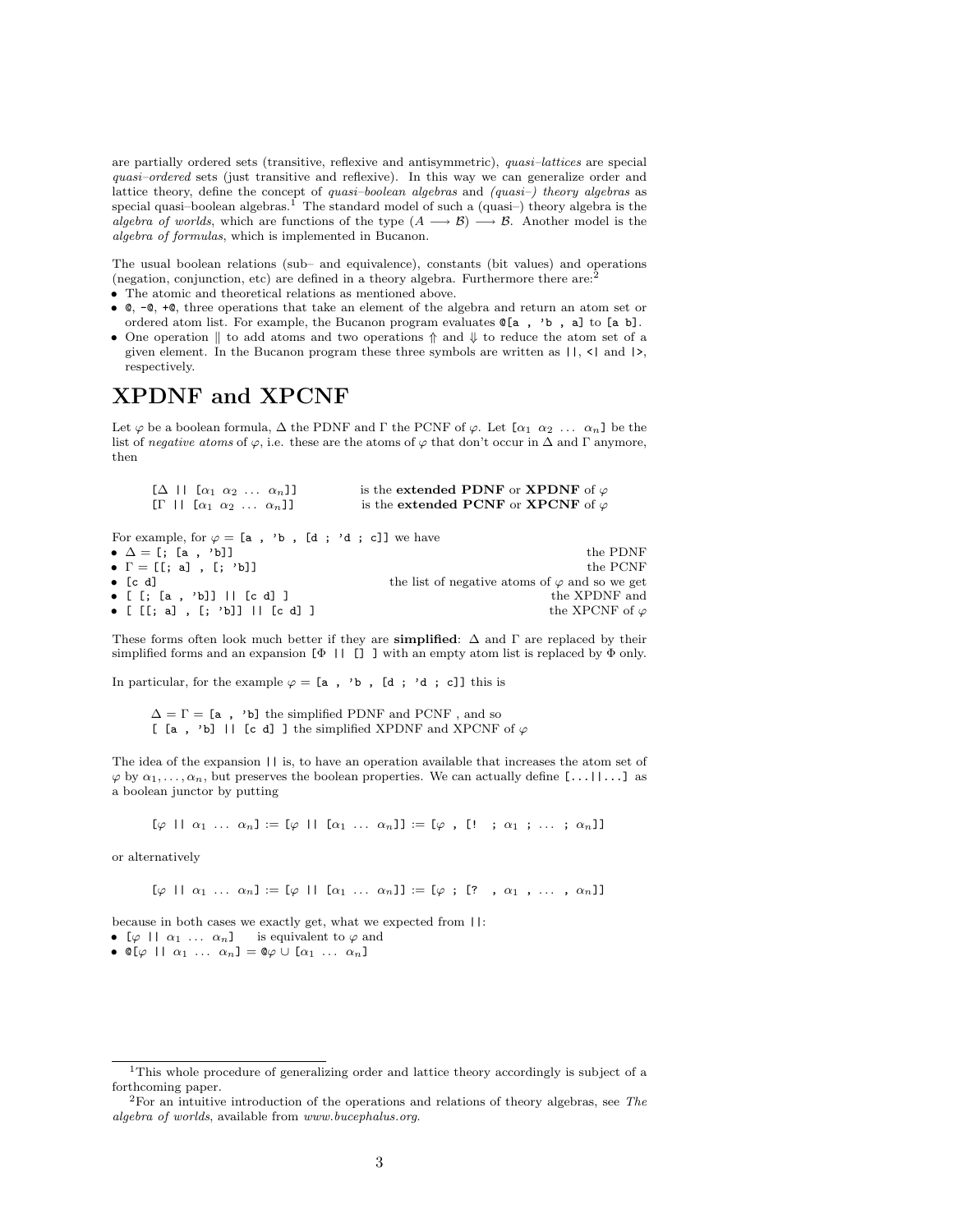are partially ordered sets (transitive, reflexive and antisymmetric), *quasi–lattices* are special *quasi–ordered* sets (just transitive and reflexive). In this way we can generalize order and lattice theory, define the concept of *quasi–boolean algebras* and *(quasi–) theory algebras* as special quasi–boolean algebras.[1] The standard model of such a (quasi–) theory algebra is the *algebra of worlds*, which are functions of the type $(A \longrightarrow \mathcal{B}) \longrightarrow \mathcal{B}$. Another model is the *algebra of formulas*, which is implemented in Bucanon.

The usual boolean relations (sub– and equivalence), constants (bit values) and operations (negation, conjunction, etc) are defined in a theory algebra. Furthermore there are:[2]

- The atomic and theoretical relations as mentioned above.
- `@`, `-@`, `+@`, three operations that take an element of the algebra and return an atom set or ordered atom list. For example, the Bucanon program evaluates `@[a , 'b , a]` to `[a b]`.
- One operation $\|$ to add atoms and two operations $\Uparrow$ and $\Downarrow$ to reduce the atom set of a given element. In the Bucanon program these three symbols are written as `||`, `<|` and `|>`, respectively.

# XPDNF and XPCNF

Let $\varphi$ be a boolean formula, $\Delta$ the PDNF and $\Gamma$ the PCNF of $\varphi$. Let `[`$\alpha_1\ \alpha_2\ \dots\ \alpha_n$`]` be the list of *negative atoms* of $\varphi$, i.e. these are the atoms of $\varphi$ that don't occur in $\Delta$ and $\Gamma$ anymore, then

| | |
|---|---|
| `[`$\Delta$ `|| [`$\alpha_1\ \alpha_2\ \dots\ \alpha_n$`]]` | is the **extended PDNF** or **XPDNF** of $\varphi$ |
| `[`$\Gamma$ `|| [`$\alpha_1\ \alpha_2\ \dots\ \alpha_n$`]]` | is the **extended PCNF** or **XPCNF** of $\varphi$ |

For example, for $\varphi$ = `[a , 'b , [d ; 'd ; c]]` we have

- $\Delta$ = `[; [a , 'b]]` — the PDNF
- $\Gamma$ = `[[; a] , [; 'b]]` — the PCNF
- `[c d]` — the list of negative atoms of $\varphi$ and so we get
- `[ [; [a , 'b]] || [c d] ]` — the XPDNF and
- `[ [[; a] , [; 'b]] || [c d] ]` — the XPCNF of $\varphi$

These forms often look much better if they are **simplified**: $\Delta$ and $\Gamma$ are replaced by their simplified forms and an expansion `[`$\Phi$ `|| [] ]` with an empty atom list is replaced by $\Phi$ only.

In particular, for the example $\varphi$ = `[a , 'b , [d ; 'd ; c]]` this is

> $\Delta = \Gamma$ = `[a , 'b]` the simplified PDNF and PCNF , and so
> `[ [a , 'b] || [c d] ]` the simplified XPDNF and XPCNF of $\varphi$

The idea of the expansion `||` is, to have an operation available that increases the atom set of $\varphi$ by $\alpha_1, \dots, \alpha_n$, but preserves the boolean properties. We can actually define `[...||...]` as a boolean junctor by putting

> `[`$\varphi$ `||` $\alpha_1\ \dots\ \alpha_n$`]` := `[`$\varphi$ `|| [`$\alpha_1\ \dots\ \alpha_n$`]]` := `[`$\varphi$ `, [! ;` $\alpha_1$ `;` $\dots$ `;` $\alpha_n$`]]`

or alternatively

> `[`$\varphi$ `||` $\alpha_1\ \dots\ \alpha_n$`]` := `[`$\varphi$ `|| [`$\alpha_1\ \dots\ \alpha_n$`]]` := `[`$\varphi$ `; [? ,` $\alpha_1$ `,` $\dots$ `,` $\alpha_n$`]]`

because in both cases we exactly get, what we expected from `||`:

- `[`$\varphi$ `||` $\alpha_1\ \dots\ \alpha_n$`]` is equivalent to $\varphi$ and
- `@[`$\varphi$ `||` $\alpha_1\ \dots\ \alpha_n$`]` = `@`$\varphi \cup$ `[`$\alpha_1\ \dots\ \alpha_n$`]`

---

[1] This whole procedure of generalizing order and lattice theory accordingly is subject of a forthcoming paper.

[2] For an intuitive introduction of the operations and relations of theory algebras, see *The algebra of worlds*, available from *www.bucephalus.org*.